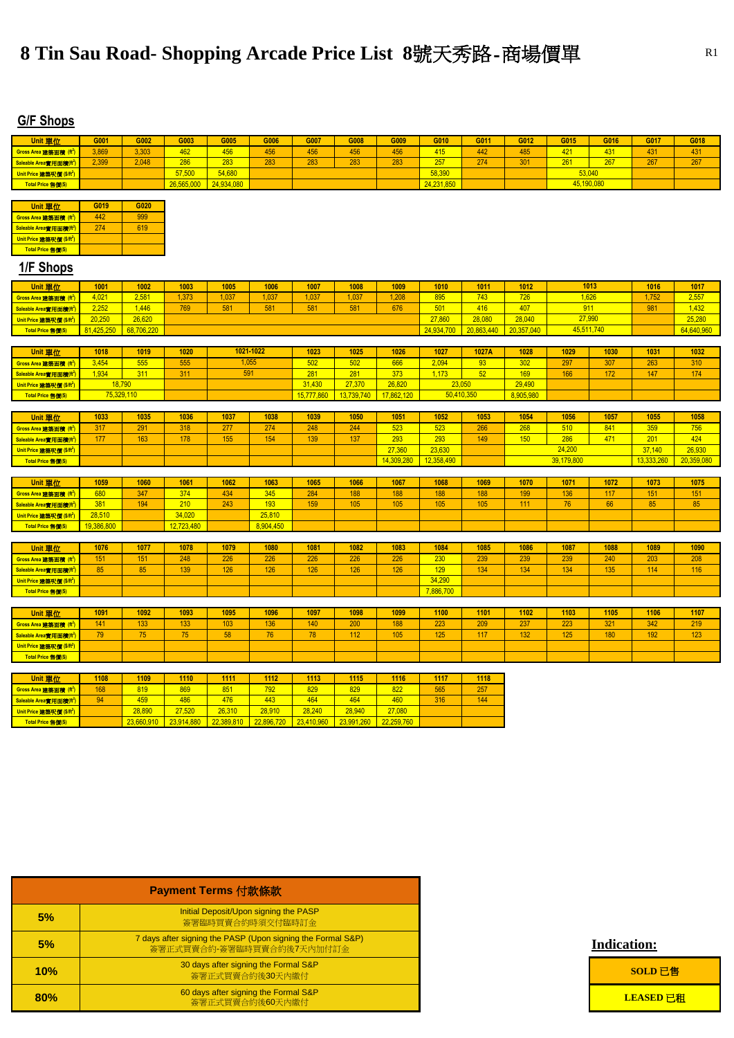# 8 Tin Sau Road- Shopping Arcade Price List 8號天秀路-商場價單

## G/F Shops

| Unit 單位 | G001 | G002 | G003 | G005 | G006 | G007 | G008 | G009 | G010 | G011 | G012 | G015 | G016 | G017 | G018 |
|---|---|---|---|---|---|---|---|---|---|---|---|---|---|---|---|
| Gross Area 建築面積 (ft²) | 3,869 | 3,303 | 462 | 456 | 456 | 456 | 456 | 456 | 415 | 442 | 485 | 421 | 431 | 431 | 431 |
| Saleable Area實用面積(ft²) | 2,399 | 2,048 | 286 | 283 | 283 | 283 | 283 | 283 | 257 | 274 | 301 | 261 | 267 | 267 | 267 |
| Unit Price 建築呎價 ($/ft²) | | | 57,500 | 54,680 | | | | | 58,390 | | | 53,040 | | | |
| Total Price 售價($) | | | 26,565,000 | 24,934,080 | | | | | 24,231,850 | | | 45,190,080 | | | |

| Unit 單位 | G019 | G020 |
|---|---|---|
| Gross Area 建築面積 (ft²) | 442 | 999 |
| Saleable Area實用面積(ft²) | 274 | 619 |
| Unit Price 建築呎價 ($/ft²) | | |
| Total Price 售價($) | | |

## 1/F Shops

| Unit 單位 | 1001 | 1002 | 1003 | 1005 | 1006 | 1007 | 1008 | 1009 | 1010 | 1011 | 1012 | 1013 | | 1016 | 1017 |
|---|---|---|---|---|---|---|---|---|---|---|---|---|---|---|---|
| Gross Area 建築面積 (ft²) | 4,021 | 2,581 | 1,373 | 1,037 | 1,037 | 1,037 | 1,037 | 1,208 | 895 | 743 | 726 | 1,626 | | 1,752 | 2,557 |
| Saleable Area實用面積(ft²) | 2,252 | 1,446 | 769 | 581 | 581 | 581 | 581 | 676 | 501 | 416 | 407 | 911 | | 981 | 1,432 |
| Unit Price 建築呎價 ($/ft²) | 20,250 | 26,620 | | | | | | | 27,860 | 28,080 | 28,040 | 27,990 | | | 25,280 |
| Total Price 售價($) | 81,425,250 | 68,706,220 | | | | | | | 24,934,700 | 20,863,440 | 20,357,040 | 45,511,740 | | | 64,640,960 |

| Unit 單位 | 1018 | 1019 | 1020 | 1021-1022 | | 1023 | 1025 | 1026 | 1027 | 1027A | 1028 | 1029 | 1030 | 1031 | 1032 |
|---|---|---|---|---|---|---|---|---|---|---|---|---|---|---|---|
| Gross Area 建築面積 (ft²) | 3,454 | 555 | 555 | 1,055 | | 502 | 502 | 666 | 2,094 | 93 | 302 | 297 | 307 | 263 | 310 |
| Saleable Area實用面積(ft²) | 1,934 | 311 | 311 | 591 | | 281 | 281 | 373 | 1,173 | 52 | 169 | 166 | 172 | 147 | 174 |
| Unit Price 建築呎價 ($/ft²) | 18,790 | | | | | 31,430 | 27,370 | 26,820 | 23,050 | | 29,490 | | | | |
| Total Price 售價($) | 75,329,110 | | | | | 15,777,860 | 13,739,740 | 17,862,120 | 50,410,350 | | 8,905,980 | | | | |

| Unit 單位 | 1033 | 1035 | 1036 | 1037 | 1038 | 1039 | 1050 | 1051 | 1052 | 1053 | 1054 | 1056 | 1057 | 1055 | 1058 |
|---|---|---|---|---|---|---|---|---|---|---|---|---|---|---|---|
| Gross Area 建築面積 (ft²) | 317 | 291 | 318 | 277 | 274 | 248 | 244 | 523 | 523 | 266 | 268 | 510 | 841 | 359 | 756 |
| Saleable Area實用面積(ft²) | 177 | 163 | 178 | 155 | 154 | 139 | 137 | 293 | 293 | 149 | 150 | 286 | 471 | 201 | 424 |
| Unit Price 建築呎價 ($/ft²) | | | | | | | | 27,360 | 23,630 | | 24,200 | | | 37,140 | 26,930 |
| Total Price 售價($) | | | | | | | | 14,309,280 | 12,358,490 | | 39,179,800 | | | 13,333,260 | 20,359,080 |

| Unit 單位 | 1059 | 1060 | 1061 | 1062 | 1063 | 1065 | 1066 | 1067 | 1068 | 1069 | 1070 | 1071 | 1072 | 1073 | 1075 |
|---|---|---|---|---|---|---|---|---|---|---|---|---|---|---|---|
| Gross Area 建築面積 (ft²) | 680 | 347 | 374 | 434 | 345 | 284 | 188 | 188 | 188 | 188 | 199 | 136 | 117 | 151 | 151 |
| Saleable Area實用面積(ft²) | 381 | 194 | 210 | 243 | 193 | 159 | 105 | 105 | 105 | 105 | 111 | 76 | 66 | 85 | 85 |
| Unit Price 建築呎價 ($/ft²) | 28,510 | | 34,020 | | 25,810 | | | | | | | | | | |
| Total Price 售價($) | 19,386,800 | | 12,723,480 | | 8,904,450 | | | | | | | | | | |

| Unit 單位 | 1076 | 1077 | 1078 | 1079 | 1080 | 1081 | 1082 | 1083 | 1084 | 1085 | 1086 | 1087 | 1088 | 1089 | 1090 |
|---|---|---|---|---|---|---|---|---|---|---|---|---|---|---|---|
| Gross Area 建築面積 (ft²) | 151 | 151 | 248 | 226 | 226 | 226 | 226 | 226 | 230 | 239 | 239 | 239 | 240 | 203 | 208 |
| Saleable Area實用面積(ft²) | 85 | 85 | 139 | 126 | 126 | 126 | 126 | 126 | 129 | 134 | 134 | 134 | 135 | 114 | 116 |
| Unit Price 建築呎價 ($/ft²) | | | | | | | | | 34,290 | | | | | | |
| Total Price 售價($) | | | | | | | | | 7,886,700 | | | | | | |

| Unit 單位 | 1091 | 1092 | 1093 | 1095 | 1096 | 1097 | 1098 | 1099 | 1100 | 1101 | 1102 | 1103 | 1105 | 1106 | 1107 |
|---|---|---|---|---|---|---|---|---|---|---|---|---|---|---|---|
| Gross Area 建築面積 (ft²) | 141 | 133 | 133 | 103 | 136 | 140 | 200 | 188 | 223 | 209 | 237 | 223 | 321 | 342 | 219 |
| Saleable Area實用面積(ft²) | 79 | 75 | 75 | 58 | 76 | 78 | 112 | 105 | 125 | 117 | 132 | 125 | 180 | 192 | 123 |
| Unit Price 建築呎價 ($/ft²) | | | | | | | | | | | | | | | |
| Total Price 售價($) | | | | | | | | | | | | | | | |

| Unit 單位 | 1108 | 1109 | 1110 | 1111 | 1112 | 1113 | 1115 | 1116 | 1117 | 1118 |
|---|---|---|---|---|---|---|---|---|---|---|
| Gross Area 建築面積 (ft²) | 168 | 819 | 869 | 851 | 792 | 829 | 829 | 822 | 565 | 257 |
| Saleable Area實用面積(ft²) | 94 | 459 | 486 | 476 | 443 | 464 | 464 | 460 | 316 | 144 |
| Unit Price 建築呎價 ($/ft²) | | 28,890 | 27,520 | 26,310 | 28,910 | 28,240 | 28,940 | 27,080 | | |
| Total Price 售價($) | | 23,660,910 | 23,914,880 | 22,389,810 | 22,896,720 | 23,410,960 | 23,991,260 | 22,259,760 | | |

| Payment Terms 付款條款 | |
|---|---|
| 5% | Initial Deposit/Upon signing the PASP 簽署臨時買賣合約時須交付臨時訂金 |
| 5% | 7 days after signing the PASP (Upon signing the Formal S&P) 簽署正式買賣合約-簽署臨時買賣合約後7天內加付訂金 |
| 10% | 30 days after signing the Formal S&P 簽署正式買賣合約後30天內繳付 |
| 80% | 60 days after signing the Formal S&P 簽署正式買賣合約後60天內繳付 |

**Indication:**

- SOLD 已售
- LEASED 已租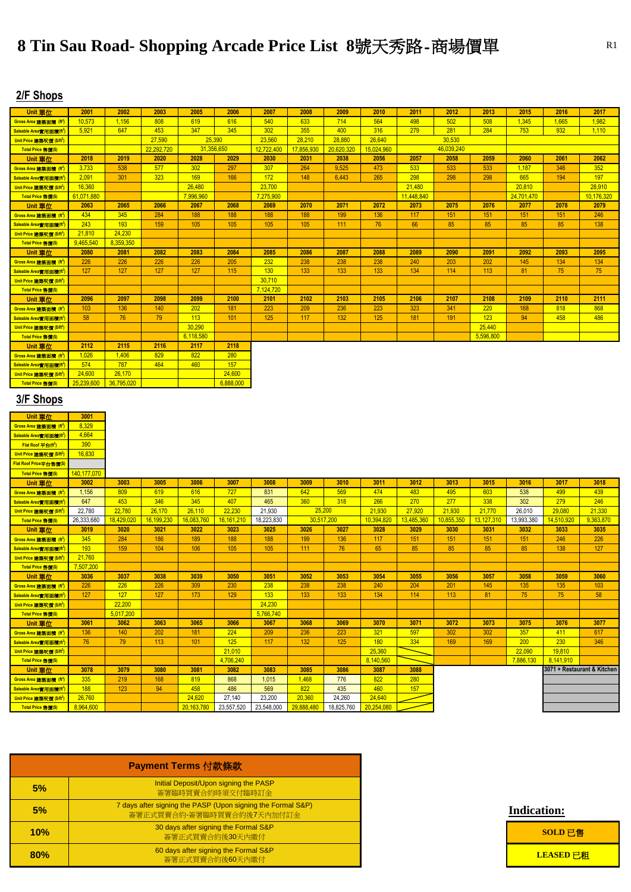# 8 Tin Sau Road- Shopping Arcade Price List 8號天秀路-商場價單

## 2/F Shops

| Unit 單位 | 2001 | 2002 | 2003 | 2005 | 2006 | 2007 | 2008 | 2009 | 2010 | 2011 | 2012 | 2013 | 2015 | 2016 | 2017 |
|---|---|---|---|---|---|---|---|---|---|---|---|---|---|---|---|
| Gross Area 建築面積 (ft²) | 10,573 | 1,156 | 808 | 619 | 616 | 540 | 633 | 714 | 564 | 498 | 502 | 508 | 1,345 | 1,665 | 1,982 |
| Saleable Area實用面積(ft²) | 5,921 | 647 | 453 | 347 | 345 | 302 | 355 | 400 | 316 | 279 | 281 | 284 | 753 | 932 | 1,110 |
| Unit Price 建築呎價 ($/ft²) | | | 27,590 | 25,390 | | 23,560 | 28,210 | 28,880 | 26,640 | 30,530 | | | | | |
| Total Price 售價($) | | | 22,292,720 | 31,356,650 | | 12,722,400 | 17,856,930 | 20,620,320 | 15,024,960 | 46,039,240 | | | | | |
| **Unit 單位** | **2018** | **2019** | **2020** | **2028** | **2029** | **2030** | **2031** | **2038** | **2056** | **2057** | **2058** | **2059** | **2060** | **2061** | **2062** |
| Gross Area 建築面積 (ft²) | 3,733 | 538 | 577 | 302 | 297 | 307 | 264 | 9,525 | 473 | 533 | 533 | 533 | 1,187 | 346 | 352 |
| Saleable Area實用面積(ft²) | 2,091 | 301 | 323 | 169 | 166 | 172 | 148 | 6,443 | 265 | 298 | 298 | 298 | 665 | 194 | 197 |
| Unit Price 建築呎價 ($/ft²) | 16,360 | | | 26,480 | | 23,700 | | | | 21,480 | | | 20,810 | | 28,910 |
| Total Price 售價($) | 61,071,880 | | | 7,996,960 | | 7,275,900 | | | | 11,448,840 | | | 24,701,470 | | 10,176,320 |
| **Unit 單位** | **2063** | **2065** | **2066** | **2067** | **2068** | **2069** | **2070** | **2071** | **2072** | **2073** | **2075** | **2076** | **2077** | **2078** | **2079** |
| Gross Area 建築面積 (ft²) | 434 | 345 | 284 | 188 | 188 | 188 | 188 | 199 | 136 | 117 | 151 | 151 | 151 | 151 | 246 |
| Saleable Area實用面積(ft²) | 243 | 193 | 159 | 105 | 105 | 105 | 105 | 111 | 76 | 66 | 85 | 85 | 85 | 85 | 138 |
| Unit Price 建築呎價 ($/ft²) | 21,810 | 24,230 | | | | | | | | | | | | | |
| Total Price 售價($) | 9,465,540 | 8,359,350 | | | | | | | | | | | | | |
| **Unit 單位** | **2080** | **2081** | **2082** | **2083** | **2084** | **2085** | **2086** | **2087** | **2088** | **2089** | **2090** | **2091** | **2092** | **2093** | **2095** |
| Gross Area 建築面積 (ft²) | 226 | 226 | 226 | 226 | 205 | 232 | 238 | 238 | 238 | 240 | 203 | 202 | 145 | 134 | 134 |
| Saleable Area實用面積(ft²) | 127 | 127 | 127 | 127 | 115 | 130 | 133 | 133 | 133 | 134 | 114 | 113 | 81 | 75 | 75 |
| Unit Price 建築呎價 ($/ft²) | | | | | | 30,710 | | | | | | | | | |
| Total Price 售價($) | | | | | | 7,124,720 | | | | | | | | | |
| **Unit 單位** | **2096** | **2097** | **2098** | **2099** | **2100** | **2101** | **2102** | **2103** | **2105** | **2106** | **2107** | **2108** | **2109** | **2110** | **2111** |
| Gross Area 建築面積 (ft²) | 103 | 136 | 140 | 202 | 181 | 223 | 209 | 236 | 223 | 323 | 341 | 220 | 168 | 818 | 868 |
| Saleable Area實用面積(ft²) | 58 | 76 | 79 | 113 | 101 | 125 | 117 | 132 | 125 | 181 | 191 | 123 | 94 | 458 | 486 |
| Unit Price 建築呎價 ($/ft²) | | | | 30,290 | | | | | | | | 25,440 | | | |
| Total Price 售價($) | | | | 6,118,580 | | | | | | | | 5,596,800 | | | |
| **Unit 單位** | **2112** | **2115** | **2116** | **2117** | **2118** | | | | | | | | | | |
| Gross Area 建築面積 (ft²) | 1,026 | 1,406 | 829 | 822 | 280 | | | | | | | | | | |
| Saleable Area實用面積(ft²) | 574 | 787 | 464 | 460 | 157 | | | | | | | | | | |
| Unit Price 建築呎價 ($/ft²) | 24,600 | 26,170 | | | 24,600 | | | | | | | | | | |
| Total Price 售價($) | 25,239,600 | 36,795,020 | | | 6,888,000 | | | | | | | | | | |

## 3/F Shops

| Unit 單位 | 3001 |
|---|---|
| Gross Area 建築面積 (ft²) | 8,329 |
| Saleable Area實用面積(ft²) | 4,664 |
| Flat Roof 平台(ft²) | 390 |
| Unit Price 建築呎價 ($/ft²) | 16,830 |
| Flat Roof Price平台售價($) | |
| Total Price 售價($) | 140,177,070 |

| Unit 單位 | 3002 | 3003 | 3005 | 3006 | 3007 | 3008 | 3009 | 3010 | 3011 | 3012 | 3013 | 3015 | 3016 | 3017 | 3018 |
|---|---|---|---|---|---|---|---|---|---|---|---|---|---|---|---|
| Gross Area 建築面積 (ft²) | 1,156 | 809 | 619 | 616 | 727 | 831 | 642 | 569 | 474 | 483 | 495 | 603 | 538 | 499 | 439 |
| Saleable Area實用面積(ft²) | 647 | 453 | 346 | 345 | 407 | 465 | 360 | 318 | 266 | 270 | 277 | 338 | 302 | 279 | 246 |
| Unit Price 建築呎價 ($/ft²) | 22,780 | 22,780 | 26,170 | 26,110 | 22,230 | 21,930 | 25,200 | | 21,930 | 27,920 | 21,930 | 21,770 | 26,010 | 29,080 | 21,330 |
| Total Price 售價($) | 26,333,680 | 18,429,020 | 16,199,230 | 16,083,760 | 16,161,210 | 18,223,830 | 30,517,200 | | 10,394,820 | 13,485,360 | 10,855,350 | 13,127,310 | 13,993,380 | 14,510,920 | 9,363,870 |
| **Unit 單位** | **3019** | **3020** | **3021** | **3022** | **3023** | **3025** | **3026** | **3027** | **3028** | **3029** | **3030** | **3031** | **3032** | **3033** | **3035** |
| Gross Area 建築面積 (ft²) | 345 | 284 | 186 | 189 | 188 | 188 | 199 | 136 | 117 | 151 | 151 | 151 | 151 | 246 | 226 |
| Saleable Area實用面積(ft²) | 193 | 159 | 104 | 106 | 105 | 105 | 111 | 76 | 65 | 85 | 85 | 85 | 85 | 138 | 127 |
| Unit Price 建築呎價 ($/ft²) | 21,760 | | | | | | | | | | | | | | |
| Total Price 售價($) | 7,507,200 | | | | | | | | | | | | | | |
| **Unit 單位** | **3036** | **3037** | **3038** | **3039** | **3050** | **3051** | **3052** | **3053** | **3054** | **3055** | **3056** | **3057** | **3058** | **3059** | **3060** |
| Gross Area 建築面積 (ft²) | 226 | 226 | 226 | 309 | 230 | 238 | 238 | 238 | 240 | 204 | 201 | 145 | 135 | 135 | 103 |
| Saleable Area實用面積(ft²) | 127 | 127 | 127 | 173 | 129 | 133 | 133 | 133 | 134 | 114 | 113 | 81 | 75 | 75 | 58 |
| Unit Price 建築呎價 ($/ft²) | | 22,200 | | | | 24,230 | | | | | | | | | |
| Total Price 售價($) | | 5,017,200 | | | | 5,766,740 | | | | | | | | | |
| **Unit 單位** | **3061** | **3062** | **3063** | **3065** | **3066** | **3067** | **3068** | **3069** | **3070** | **3071** | **3072** | **3073** | **3075** | **3076** | **3077** |
| Gross Area 建築面積 (ft²) | 136 | 140 | 202 | 181 | 224 | 209 | 236 | 223 | 321 | 597 | 302 | 302 | 357 | 411 | 617 |
| Saleable Area實用面積(ft²) | 76 | 79 | 113 | 101 | 125 | 117 | 132 | 125 | 180 | 334 | 169 | 169 | 200 | 230 | 346 |
| Unit Price 建築呎價 ($/ft²) | | | | | 21,010 | | | | 25,360 | | | | 22,090 | 19,810 | |
| Total Price 售價($) | | | | | 4,706,240 | | | | 8,140,560 | | | | 7,886,130 | 8,141,910 | |
| **Unit 單位** | **3078** | **3079** | **3080** | **3081** | **3082** | **3083** | **3085** | **3086** | **3087** | **3088** | | | | 3071 + Restaurant & Kitchen | |
| Gross Area 建築面積 (ft²) | 335 | 219 | 168 | 819 | 868 | 1,015 | 1,468 | 776 | 822 | 280 | | | | | |
| Saleable Area實用面積(ft²) | 188 | 123 | 94 | 458 | 486 | 569 | 822 | 435 | 460 | 157 | | | | | |
| Unit Price 建築呎價 ($/ft²) | 26,760 | | | 24,620 | 27,140 | 23,200 | 20,360 | 24,260 | 24,640 | | | | | | |
| Total Price 售價($) | 8,964,600 | | | 20,163,780 | 23,557,520 | 23,548,000 | 29,888,480 | 18,825,760 | 20,254,080 | | | | | | |

| Payment Terms 付款條款 | |
|---|---|
| 5% | Initial Deposit/Upon signing the PASP 簽署臨時買賣合約時須交付臨時訂金 |
| 5% | 7 days after signing the PASP (Upon signing the Formal S&P) 簽署正式買賣合約-簽署臨時買賣合約後7天內加付訂金 |
| 10% | 30 days after signing the Formal S&P 簽署正式買賣合約後30天內繳付 |
| 80% | 60 days after signing the Formal S&P 簽署正式買賣合約後60天內繳付 |

**Indication:**

- SOLD 已售
- LEASED 已租